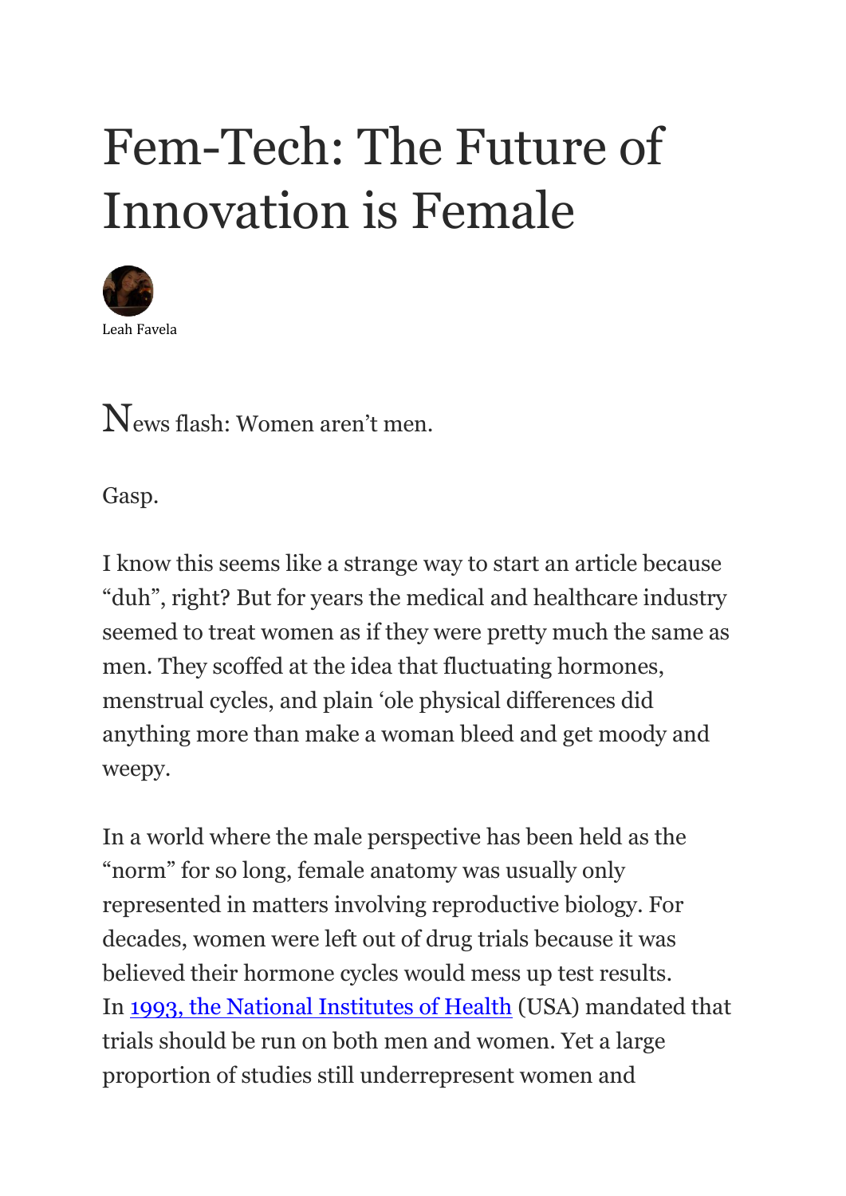# Fem-Tech: The Future of Innovation is Female

Leah Favela

News flash: Women aren't men.

Gasp.

I know this seems like a strange way to start an article because "duh", right? But for years the medical and healthcare industry seemed to treat women as if they were pretty much the same as men. They scoffed at the idea that fluctuating hormones, menstrual cycles, and plain 'ole physical differences did anything more than make a woman bleed and get moody and weepy.

In a world where the male perspective has been held as the "norm" for so long, female anatomy was usually only represented in matters involving reproductive biology. For decades, women were left out of drug trials because it was believed their hormone cycles would mess up test results. In [1993, the National Institutes of Health](#) (USA) mandated that trials should be run on both men and women. Yet a large proportion of studies still underrepresent women and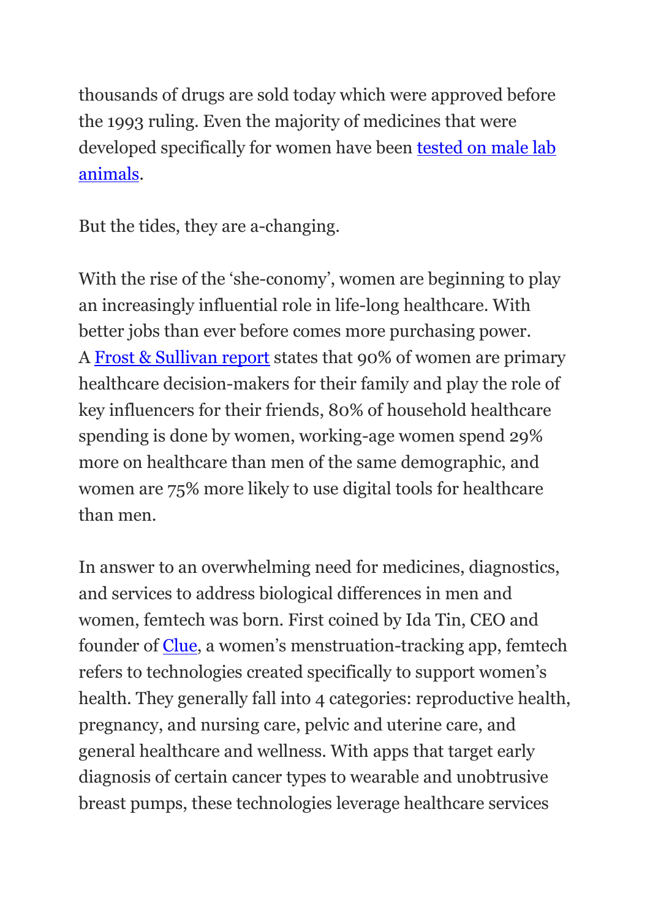thousands of drugs are sold today which were approved before the 1993 ruling. Even the majority of medicines that were developed specifically for women have been tested on male lab animals.

But the tides, they are a-changing.

With the rise of the 'she-conomy', women are beginning to play an increasingly influential role in life-long healthcare. With better jobs than ever before comes more purchasing power. A Frost & Sullivan report states that 90% of women are primary healthcare decision-makers for their family and play the role of key influencers for their friends, 80% of household healthcare spending is done by women, working-age women spend 29% more on healthcare than men of the same demographic, and women are 75% more likely to use digital tools for healthcare than men.

In answer to an overwhelming need for medicines, diagnostics, and services to address biological differences in men and women, femtech was born. First coined by Ida Tin, CEO and founder of Clue, a women's menstruation-tracking app, femtech refers to technologies created specifically to support women's health. They generally fall into 4 categories: reproductive health, pregnancy, and nursing care, pelvic and uterine care, and general healthcare and wellness. With apps that target early diagnosis of certain cancer types to wearable and unobtrusive breast pumps, these technologies leverage healthcare services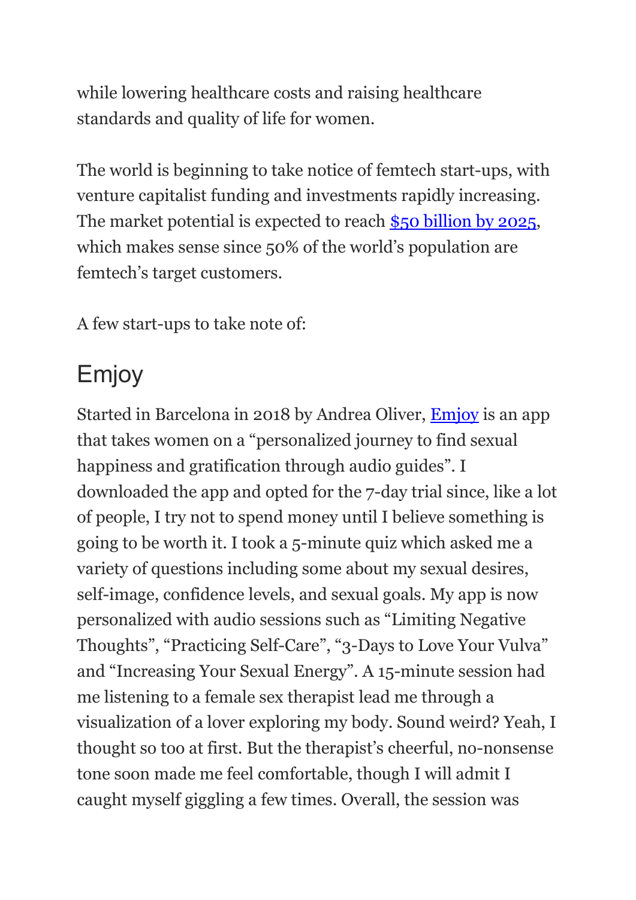while lowering healthcare costs and raising healthcare standards and quality of life for women.

The world is beginning to take notice of femtech start-ups, with venture capitalist funding and investments rapidly increasing. The market potential is expected to reach [$50 billion by 2025](), which makes sense since 50% of the world's population are femtech's target customers.

A few start-ups to take note of:

## Emjoy

Started in Barcelona in 2018 by Andrea Oliver, [Emjoy]() is an app that takes women on a "personalized journey to find sexual happiness and gratification through audio guides". I downloaded the app and opted for the 7-day trial since, like a lot of people, I try not to spend money until I believe something is going to be worth it. I took a 5-minute quiz which asked me a variety of questions including some about my sexual desires, self-image, confidence levels, and sexual goals. My app is now personalized with audio sessions such as "Limiting Negative Thoughts", "Practicing Self-Care", "3-Days to Love Your Vulva" and "Increasing Your Sexual Energy". A 15-minute session had me listening to a female sex therapist lead me through a visualization of a lover exploring my body. Sound weird? Yeah, I thought so too at first. But the therapist's cheerful, no-nonsense tone soon made me feel comfortable, though I will admit I caught myself giggling a few times. Overall, the session was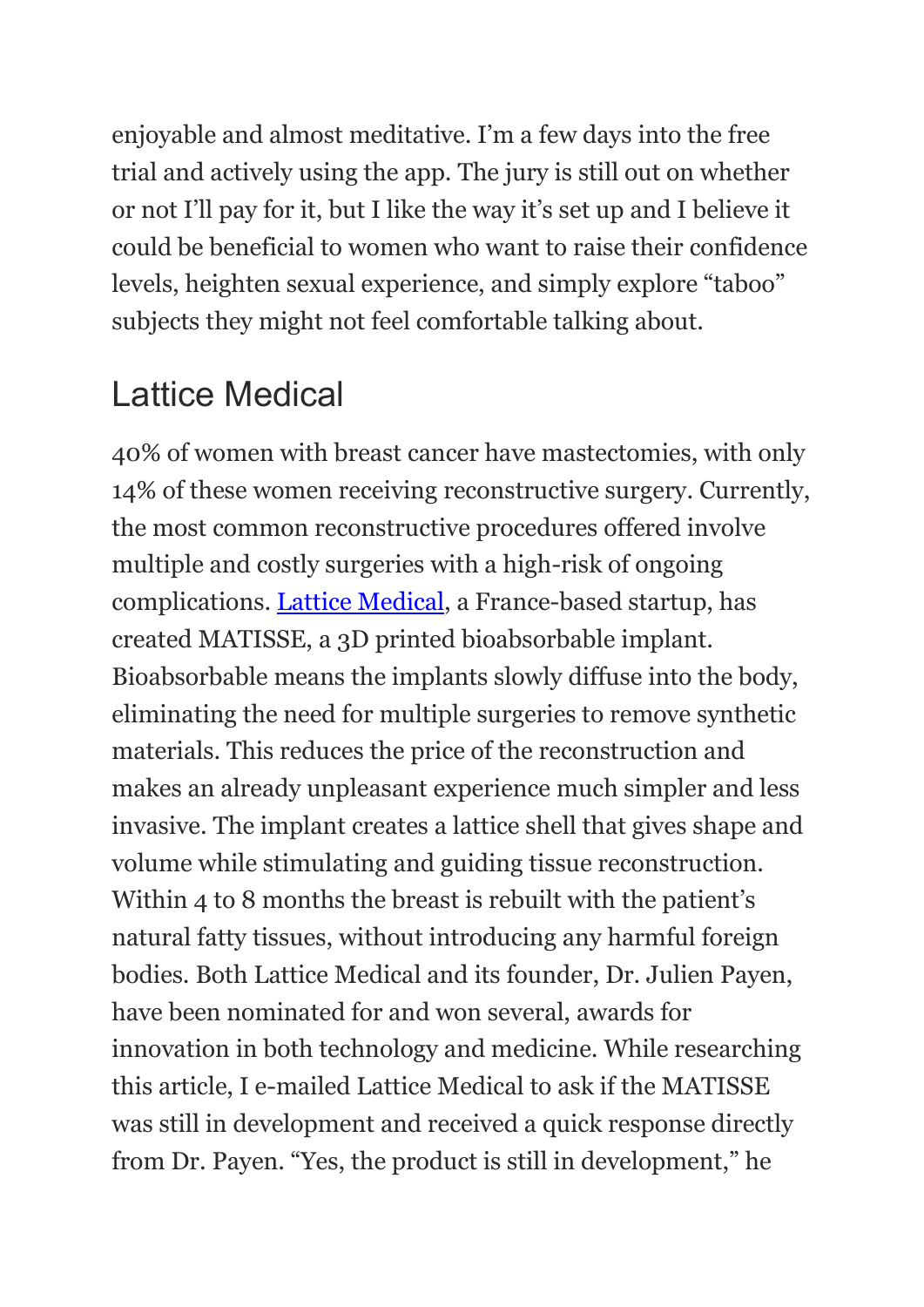enjoyable and almost meditative. I'm a few days into the free trial and actively using the app. The jury is still out on whether or not I'll pay for it, but I like the way it's set up and I believe it could be beneficial to women who want to raise their confidence levels, heighten sexual experience, and simply explore "taboo" subjects they might not feel comfortable talking about.

## Lattice Medical

40% of women with breast cancer have mastectomies, with only 14% of these women receiving reconstructive surgery. Currently, the most common reconstructive procedures offered involve multiple and costly surgeries with a high-risk of ongoing complications. Lattice Medical, a France-based startup, has created MATISSE, a 3D printed bioabsorbable implant. Bioabsorbable means the implants slowly diffuse into the body, eliminating the need for multiple surgeries to remove synthetic materials. This reduces the price of the reconstruction and makes an already unpleasant experience much simpler and less invasive. The implant creates a lattice shell that gives shape and volume while stimulating and guiding tissue reconstruction. Within 4 to 8 months the breast is rebuilt with the patient's natural fatty tissues, without introducing any harmful foreign bodies. Both Lattice Medical and its founder, Dr. Julien Payen, have been nominated for and won several, awards for innovation in both technology and medicine. While researching this article, I e-mailed Lattice Medical to ask if the MATISSE was still in development and received a quick response directly from Dr. Payen. "Yes, the product is still in development," he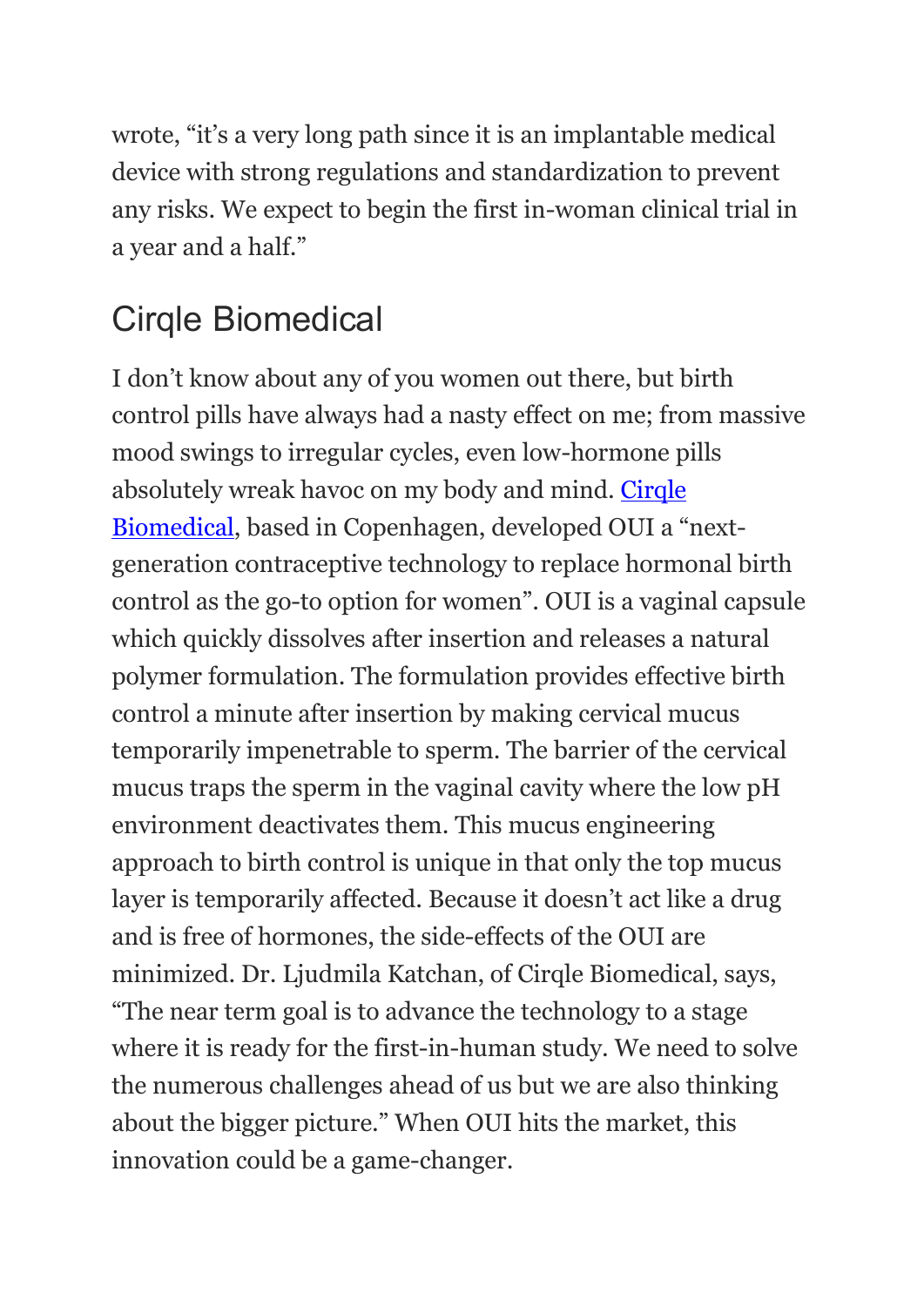wrote, “it’s a very long path since it is an implantable medical device with strong regulations and standardization to prevent any risks. We expect to begin the first in-woman clinical trial in a year and a half.”

## Cirqle Biomedical

I don’t know about any of you women out there, but birth control pills have always had a nasty effect on me; from massive mood swings to irregular cycles, even low-hormone pills absolutely wreak havoc on my body and mind. Cirqle Biomedical, based in Copenhagen, developed OUI a “next-generation contraceptive technology to replace hormonal birth control as the go-to option for women”. OUI is a vaginal capsule which quickly dissolves after insertion and releases a natural polymer formulation. The formulation provides effective birth control a minute after insertion by making cervical mucus temporarily impenetrable to sperm. The barrier of the cervical mucus traps the sperm in the vaginal cavity where the low pH environment deactivates them. This mucus engineering approach to birth control is unique in that only the top mucus layer is temporarily affected. Because it doesn’t act like a drug and is free of hormones, the side-effects of the OUI are minimized. Dr. Ljudmila Katchan, of Cirqle Biomedical, says, “The near term goal is to advance the technology to a stage where it is ready for the first-in-human study. We need to solve the numerous challenges ahead of us but we are also thinking about the bigger picture.” When OUI hits the market, this innovation could be a game-changer.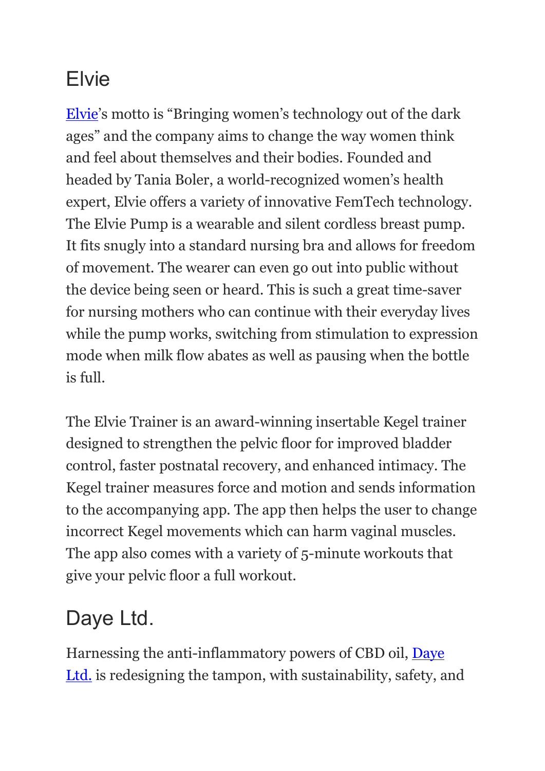## Elvie

Elvie's motto is "Bringing women's technology out of the dark ages" and the company aims to change the way women think and feel about themselves and their bodies. Founded and headed by Tania Boler, a world-recognized women's health expert, Elvie offers a variety of innovative FemTech technology. The Elvie Pump is a wearable and silent cordless breast pump. It fits snugly into a standard nursing bra and allows for freedom of movement. The wearer can even go out into public without the device being seen or heard. This is such a great time-saver for nursing mothers who can continue with their everyday lives while the pump works, switching from stimulation to expression mode when milk flow abates as well as pausing when the bottle is full.

The Elvie Trainer is an award-winning insertable Kegel trainer designed to strengthen the pelvic floor for improved bladder control, faster postnatal recovery, and enhanced intimacy. The Kegel trainer measures force and motion and sends information to the accompanying app. The app then helps the user to change incorrect Kegel movements which can harm vaginal muscles. The app also comes with a variety of 5-minute workouts that give your pelvic floor a full workout.

## Daye Ltd.

Harnessing the anti-inflammatory powers of CBD oil, Daye Ltd. is redesigning the tampon, with sustainability, safety, and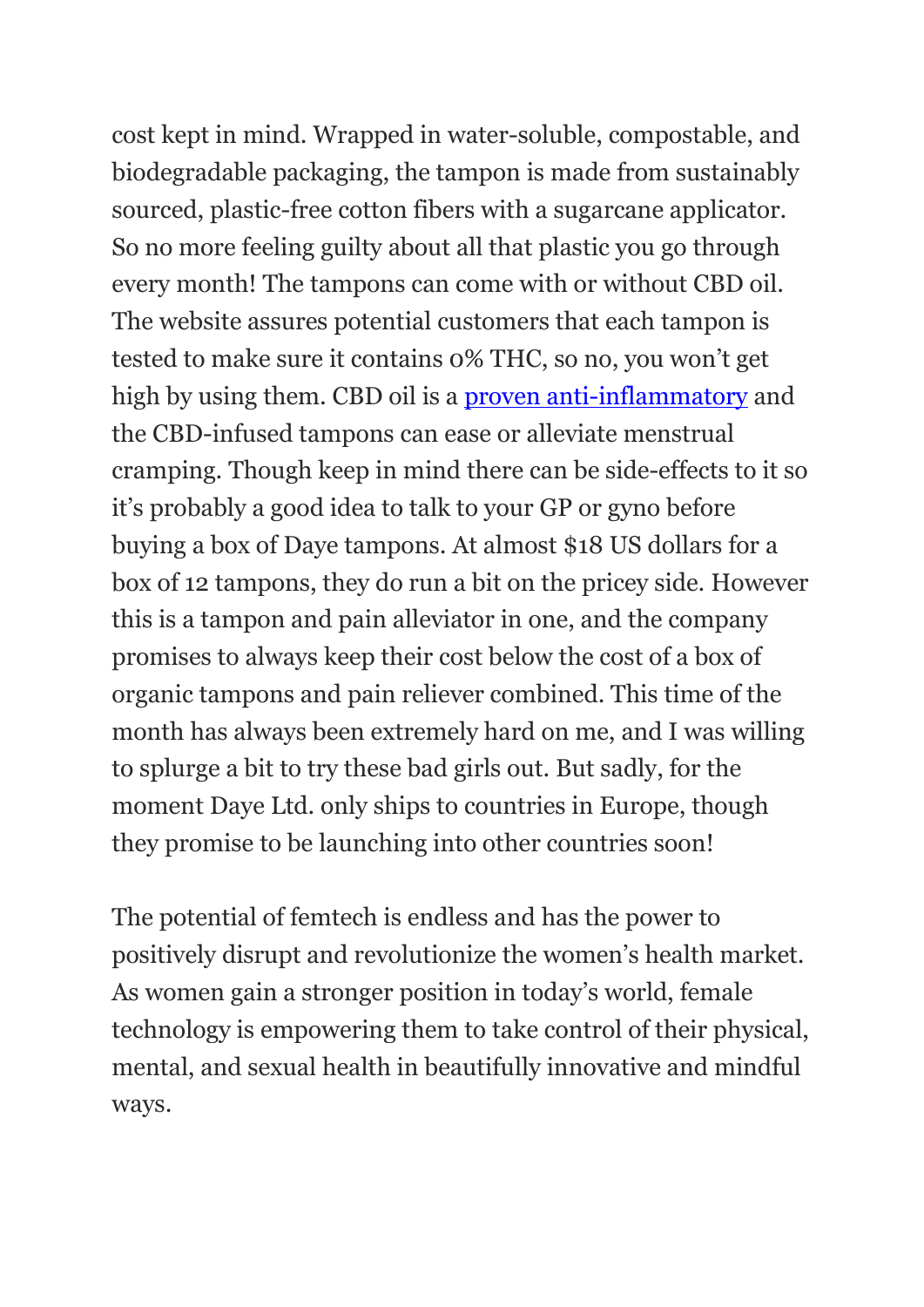cost kept in mind. Wrapped in water-soluble, compostable, and biodegradable packaging, the tampon is made from sustainably sourced, plastic-free cotton fibers with a sugarcane applicator. So no more feeling guilty about all that plastic you go through every month! The tampons can come with or without CBD oil. The website assures potential customers that each tampon is tested to make sure it contains 0% THC, so no, you won't get high by using them. CBD oil is a proven anti-inflammatory and the CBD-infused tampons can ease or alleviate menstrual cramping. Though keep in mind there can be side-effects to it so it's probably a good idea to talk to your GP or gyno before buying a box of Daye tampons. At almost $18 US dollars for a box of 12 tampons, they do run a bit on the pricey side. However this is a tampon and pain alleviator in one, and the company promises to always keep their cost below the cost of a box of organic tampons and pain reliever combined. This time of the month has always been extremely hard on me, and I was willing to splurge a bit to try these bad girls out. But sadly, for the moment Daye Ltd. only ships to countries in Europe, though they promise to be launching into other countries soon!

The potential of femtech is endless and has the power to positively disrupt and revolutionize the women's health market. As women gain a stronger position in today's world, female technology is empowering them to take control of their physical, mental, and sexual health in beautifully innovative and mindful ways.